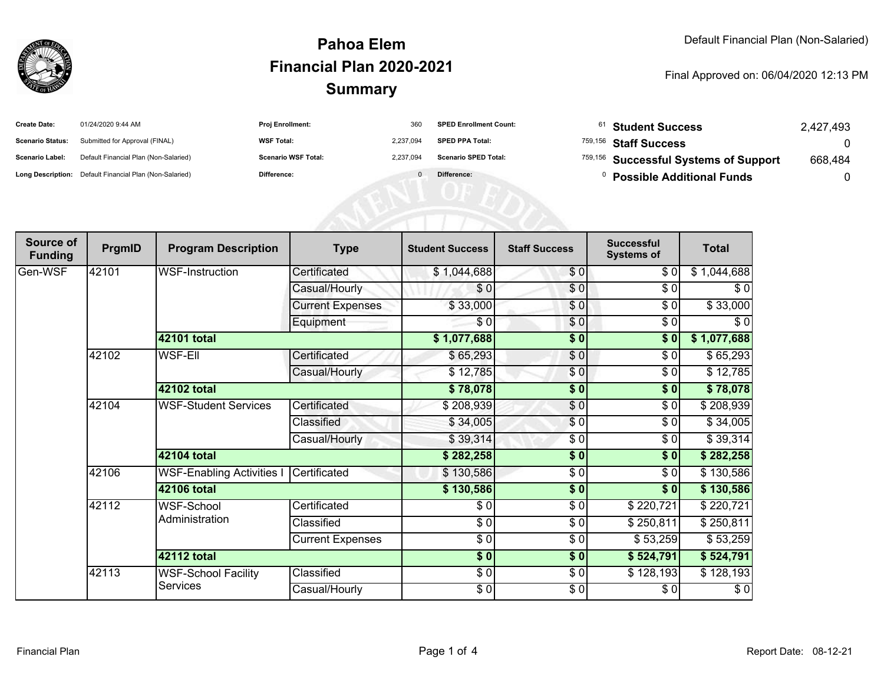# Pahoa Elem
## Financial Plan 2020-2021
## Summary

Default Financial Plan (Non-Salaried)

Final Approved on: 06/04/2020 12:13 PM

| | | | | | | | |
|---|---|---|---|---|---|---|---|
| **Create Date:** | 01/24/2020 9:44 AM | **Proj Enrollment:** | 360 | **SPED Enrollment Count:** | 61 | **Student Success** | 2,427,493 |
| **Scenario Status:** | Submitted for Approval (FINAL) | **WSF Total:** | 2,237,094 | **SPED PPA Total:** | 759,156 | **Staff Success** | 0 |
| **Scenario Label:** | Default Financial Plan (Non-Salaried) | **Scenario WSF Total:** | 2,237,094 | **Scenario SPED Total:** | 759,156 | **Successful Systems of Support** | 668,484 |
| **Long Description:** | Default Financial Plan (Non-Salaried) | **Difference:** | 0 | **Difference:** | 0 | **Possible Additional Funds** | 0 |

| Source of Funding | PrgmID | Program Description | Type | Student Success | Staff Success | Successful Systems of | Total |
|---|---|---|---|---|---|---|---|
| Gen-WSF | 42101 | WSF-Instruction | Certificated | $ 1,044,688 | $ 0 | $ 0 | $ 1,044,688 |
| | | | Casual/Hourly | $ 0 | $ 0 | $ 0 | $ 0 |
| | | | Current Expenses | $ 33,000 | $ 0 | $ 0 | $ 33,000 |
| | | | Equipment | $ 0 | $ 0 | $ 0 | $ 0 |
| | | **42101 total** | | **$ 1,077,688** | **$ 0** | **$ 0** | **$ 1,077,688** |
| | 42102 | WSF-Ell | Certificated | $ 65,293 | $ 0 | $ 0 | $ 65,293 |
| | | | Casual/Hourly | $ 12,785 | $ 0 | $ 0 | $ 12,785 |
| | | **42102 total** | | **$ 78,078** | **$ 0** | **$ 0** | **$ 78,078** |
| | 42104 | WSF-Student Services | Certificated | $ 208,939 | $ 0 | $ 0 | $ 208,939 |
| | | | Classified | $ 34,005 | $ 0 | $ 0 | $ 34,005 |
| | | | Casual/Hourly | $ 39,314 | $ 0 | $ 0 | $ 39,314 |
| | | **42104 total** | | **$ 282,258** | **$ 0** | **$ 0** | **$ 282,258** |
| | 42106 | WSF-Enabling Activities I | Certificated | $ 130,586 | $ 0 | $ 0 | $ 130,586 |
| | | **42106 total** | | **$ 130,586** | **$ 0** | **$ 0** | **$ 130,586** |
| | 42112 | WSF-School Administration | Certificated | $ 0 | $ 0 | $ 220,721 | $ 220,721 |
| | | | Classified | $ 0 | $ 0 | $ 250,811 | $ 250,811 |
| | | | Current Expenses | $ 0 | $ 0 | $ 53,259 | $ 53,259 |
| | | **42112 total** | | **$ 0** | **$ 0** | **$ 524,791** | **$ 524,791** |
| | 42113 | WSF-School Facility Services | Classified | $ 0 | $ 0 | $ 128,193 | $ 128,193 |
| | | | Casual/Hourly | $ 0 | $ 0 | $ 0 | $ 0 |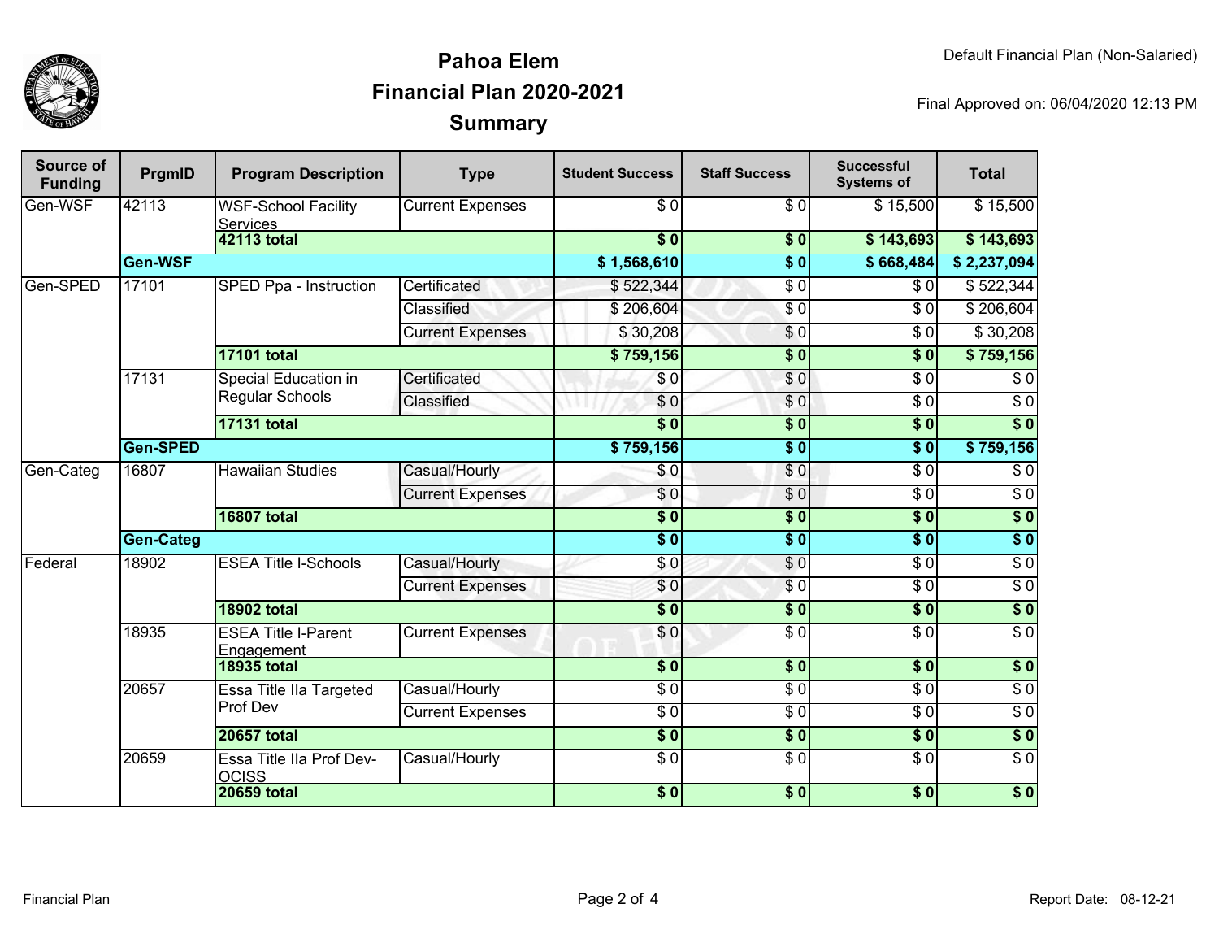# Pahoa Elem
# Financial Plan 2020-2021
# Summary

Default Financial Plan (Non-Salaried)

Final Approved on: 06/04/2020 12:13 PM

| Source of Funding | PrgmID | Program Description | Type | Student Success | Staff Success | Successful Systems of | Total |
|---|---|---|---|---|---|---|---|
| Gen-WSF | 42113 | WSF-School Facility Services | Current Expenses | $ 0 | $ 0 | $ 15,500 | $ 15,500 |
| | | **42113 total** | | **$ 0** | **$ 0** | **$ 143,693** | **$ 143,693** |
| | **Gen-WSF** | | | **$ 1,568,610** | **$ 0** | **$ 668,484** | **$ 2,237,094** |
| Gen-SPED | 17101 | SPED Ppa - Instruction | Certificated | $ 522,344 | $ 0 | $ 0 | $ 522,344 |
| | | | Classified | $ 206,604 | $ 0 | $ 0 | $ 206,604 |
| | | | Current Expenses | $ 30,208 | $ 0 | $ 0 | $ 30,208 |
| | | **17101 total** | | **$ 759,156** | **$ 0** | **$ 0** | **$ 759,156** |
| | 17131 | Special Education in Regular Schools | Certificated | $ 0 | $ 0 | $ 0 | $ 0 |
| | | | Classified | $ 0 | $ 0 | $ 0 | $ 0 |
| | | **17131 total** | | **$ 0** | **$ 0** | **$ 0** | **$ 0** |
| | **Gen-SPED** | | | **$ 759,156** | **$ 0** | **$ 0** | **$ 759,156** |
| Gen-Categ | 16807 | Hawaiian Studies | Casual/Hourly | $ 0 | $ 0 | $ 0 | $ 0 |
| | | | Current Expenses | $ 0 | $ 0 | $ 0 | $ 0 |
| | | **16807 total** | | **$ 0** | **$ 0** | **$ 0** | **$ 0** |
| | **Gen-Categ** | | | **$ 0** | **$ 0** | **$ 0** | **$ 0** |
| Federal | 18902 | ESEA Title I-Schools | Casual/Hourly | $ 0 | $ 0 | $ 0 | $ 0 |
| | | | Current Expenses | $ 0 | $ 0 | $ 0 | $ 0 |
| | | **18902 total** | | **$ 0** | **$ 0** | **$ 0** | **$ 0** |
| | 18935 | ESEA Title I-Parent Engagement | Current Expenses | $ 0 | $ 0 | $ 0 | $ 0 |
| | | **18935 total** | | **$ 0** | **$ 0** | **$ 0** | **$ 0** |
| | 20657 | Essa Title IIa Targeted Prof Dev | Casual/Hourly | $ 0 | $ 0 | $ 0 | $ 0 |
| | | | Current Expenses | $ 0 | $ 0 | $ 0 | $ 0 |
| | | **20657 total** | | **$ 0** | **$ 0** | **$ 0** | **$ 0** |
| | 20659 | Essa Title IIa Prof Dev-OCISS | Casual/Hourly | $ 0 | $ 0 | $ 0 | $ 0 |
| | | **20659 total** | | **$ 0** | **$ 0** | **$ 0** | **$ 0** |

Report Date: 08-12-21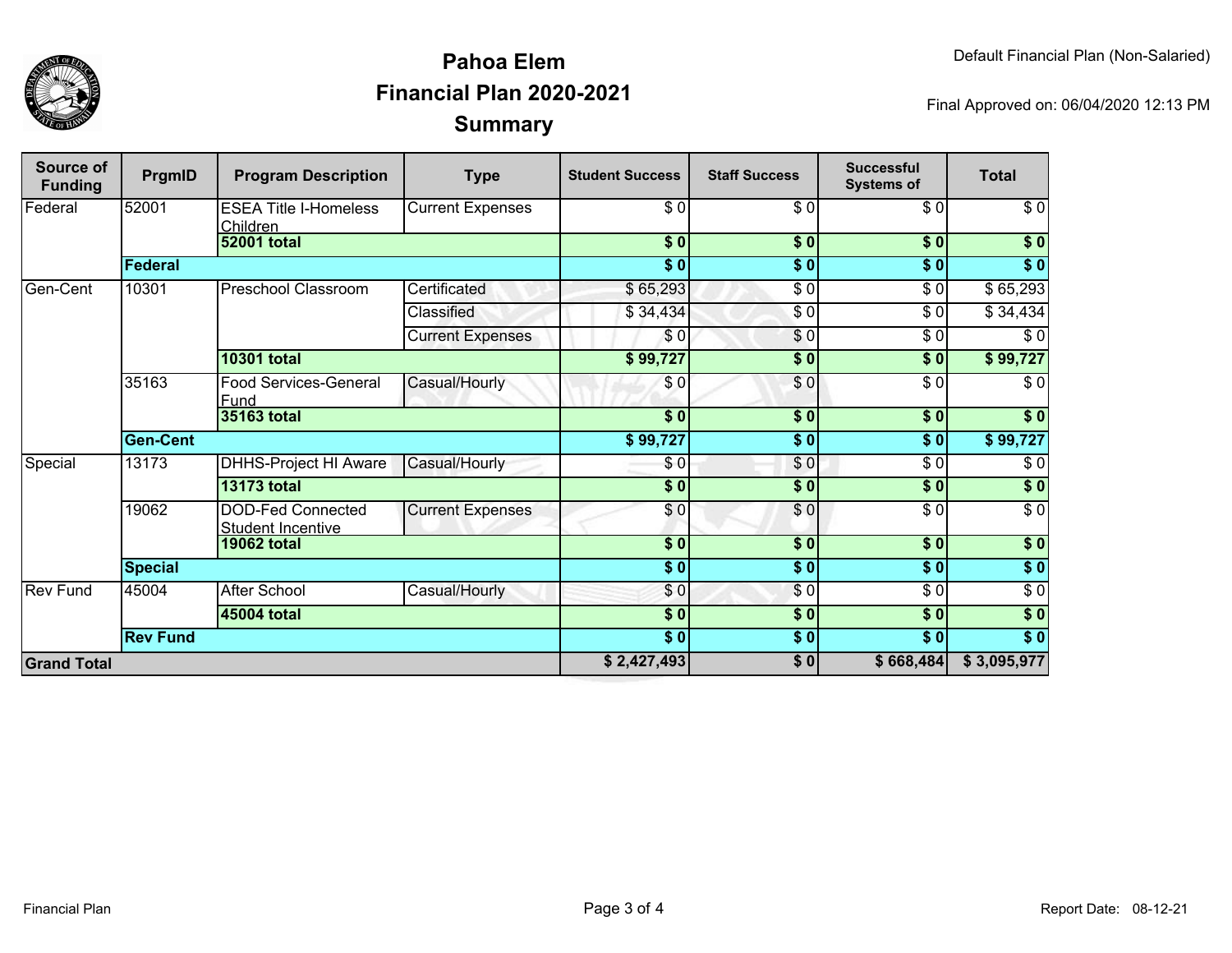# Pahoa Elem
## Financial Plan 2020-2021
## Summary

Default Financial Plan (Non-Salaried)

Final Approved on: 06/04/2020 12:13 PM

| Source of Funding | PrgmID | Program Description | Type | Student Success | Staff Success | Successful Systems of | Total |
|---|---|---|---|---|---|---|---|
| Federal | 52001 | ESEA Title I-Homeless Children | Current Expenses | $ 0 | $ 0 | $ 0 | $ 0 |
| | | **52001 total** | | **$ 0** | **$ 0** | **$ 0** | **$ 0** |
| | **Federal** | | | **$ 0** | **$ 0** | **$ 0** | **$ 0** |
| Gen-Cent | 10301 | Preschool Classroom | Certificated | $ 65,293 | $ 0 | $ 0 | $ 65,293 |
| | | | Classified | $ 34,434 | $ 0 | $ 0 | $ 34,434 |
| | | | Current Expenses | $ 0 | $ 0 | $ 0 | $ 0 |
| | | **10301 total** | | **$ 99,727** | **$ 0** | **$ 0** | **$ 99,727** |
| | 35163 | Food Services-General Fund | Casual/Hourly | $ 0 | $ 0 | $ 0 | $ 0 |
| | | **35163 total** | | **$ 0** | **$ 0** | **$ 0** | **$ 0** |
| | **Gen-Cent** | | | **$ 99,727** | **$ 0** | **$ 0** | **$ 99,727** |
| Special | 13173 | DHHS-Project HI Aware | Casual/Hourly | $ 0 | $ 0 | $ 0 | $ 0 |
| | | **13173 total** | | **$ 0** | **$ 0** | **$ 0** | **$ 0** |
| | 19062 | DOD-Fed Connected Student Incentive | Current Expenses | $ 0 | $ 0 | $ 0 | $ 0 |
| | | **19062 total** | | **$ 0** | **$ 0** | **$ 0** | **$ 0** |
| | **Special** | | | **$ 0** | **$ 0** | **$ 0** | **$ 0** |
| Rev Fund | 45004 | After School | Casual/Hourly | $ 0 | $ 0 | $ 0 | $ 0 |
| | | **45004 total** | | **$ 0** | **$ 0** | **$ 0** | **$ 0** |
| | **Rev Fund** | | | **$ 0** | **$ 0** | **$ 0** | **$ 0** |
| **Grand Total** | | | | **$ 2,427,493** | **$ 0** | **$ 668,484** | **$ 3,095,977** |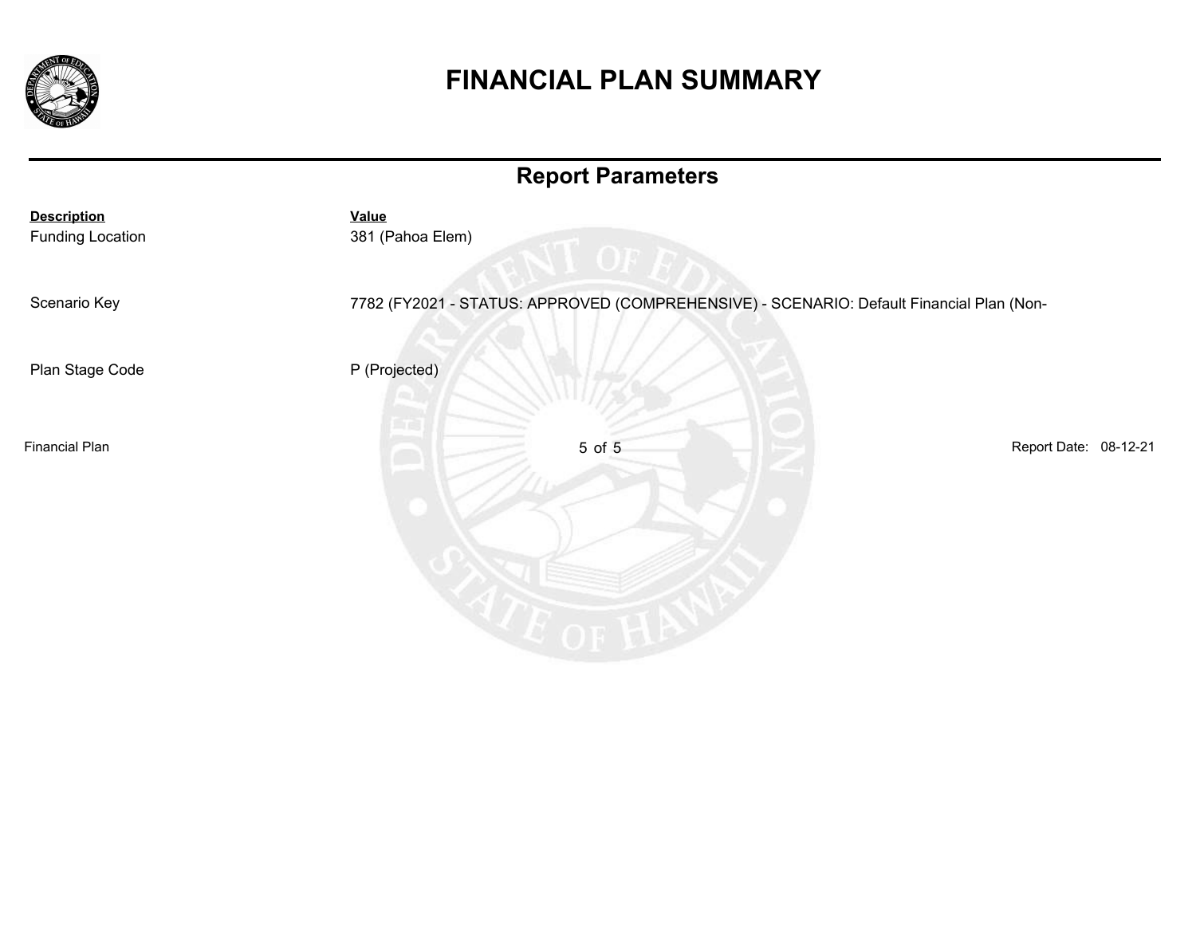# FINANCIAL PLAN SUMMARY

## Report Parameters

| Description | Value |
|---|---|
| Funding Location | 381 (Pahoa Elem) |
| Scenario Key | 7782 (FY2021 - STATUS: APPROVED (COMPREHENSIVE) - SCENARIO: Default Financial Plan (Non- |
| Plan Stage Code | P (Projected) |

Financial Plan

Report Date: 08-12-21